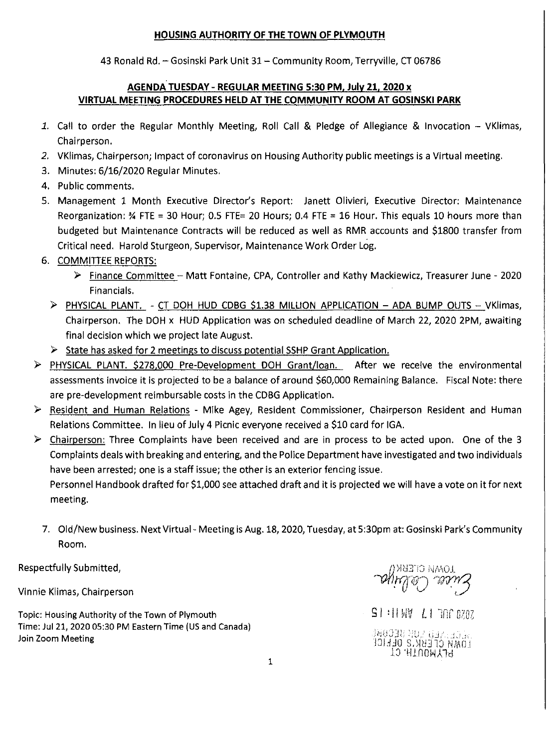**HOUSING AUTHORITY OF THE TOWN OF PLYMOUTH**

43 Ronald Rd. – Gosinski Park Unit 31 – Community Room, Terryville, CT 06786

**AGENDA TUESDAY - REGULAR MEETING 5:30 PM, July 21, 2020 x VIRTUAL MEETING PROCEDURES HELD AT THE COMMUNITY ROOM AT GOSINSKI PARK**

1. Call to order the Regular Monthly Meeting, Roll Call & Pledge of Allegiance & Invocation – VKlimas, Chairperson.
2. VKlimas, Chairperson; Impact of coronavirus on Housing Authority public meetings is a Virtual meeting.
3. Minutes: 6/16/2020 Regular Minutes.
4. Public comments.
5. Management 1 Month Executive Director's Report: Janett Olivieri, Executive Director: Maintenance Reorganization: ¾ FTE = 30 Hour; 0.5 FTE= 20 Hours; 0.4 FTE = 16 Hour. This equals 10 hours more than budgeted but Maintenance Contracts will be reduced as well as RMR accounts and $1800 transfer from Critical need. Harold Sturgeon, Supervisor, Maintenance Work Order Log.
6. COMMITTEE REPORTS:
   - Finance Committee – Matt Fontaine, CPA, Controller and Kathy Mackiewicz, Treasurer June - 2020 Financials.
   - PHYSICAL PLANT. - CT DOH HUD CDBG $1.38 MILLION APPLICATION – ADA BUMP OUTS – VKlimas, Chairperson. The DOH x HUD Application was on scheduled deadline of March 22, 2020 2PM, awaiting final decision which we project late August.
   - State has asked for 2 meetings to discuss potential SSHP Grant Application.
   - PHYSICAL PLANT. $278,000 Pre-Development DOH Grant/loan. After we receive the environmental assessments invoice it is projected to be a balance of around $60,000 Remaining Balance. Fiscal Note: there are pre-development reimbursable costs in the CDBG Application.
   - Resident and Human Relations - Mike Agey, Resident Commissioner, Chairperson Resident and Human Relations Committee. In lieu of July 4 Picnic everyone received a $10 card for IGA.
   - Chairperson: Three Complaints have been received and are in process to be acted upon. One of the 3 Complaints deals with breaking and entering, and the Police Department have investigated and two individuals have been arrested; one is a staff issue; the other is an exterior fencing issue.

     Personnel Handbook drafted for $1,000 see attached draft and it is projected we will have a vote on it for next meeting.
7. Old/New business. Next Virtual - Meeting is Aug. 18, 2020, Tuesday, at 5:30pm at: Gosinski Park's Community Room.

Respectfully Submitted,

Vinnie Klimas, Chairperson

Topic: Housing Authority of the Town of Plymouth
Time: Jul 21, 2020 05:30 PM Eastern Time (US and Canada)
Join Zoom Meeting

TOWN CLERK
2020 JUL 17 AM 11:15
RECEIVED FOR RECORD
TOWN CLERK'S OFFICE
PLYMOUTH, CT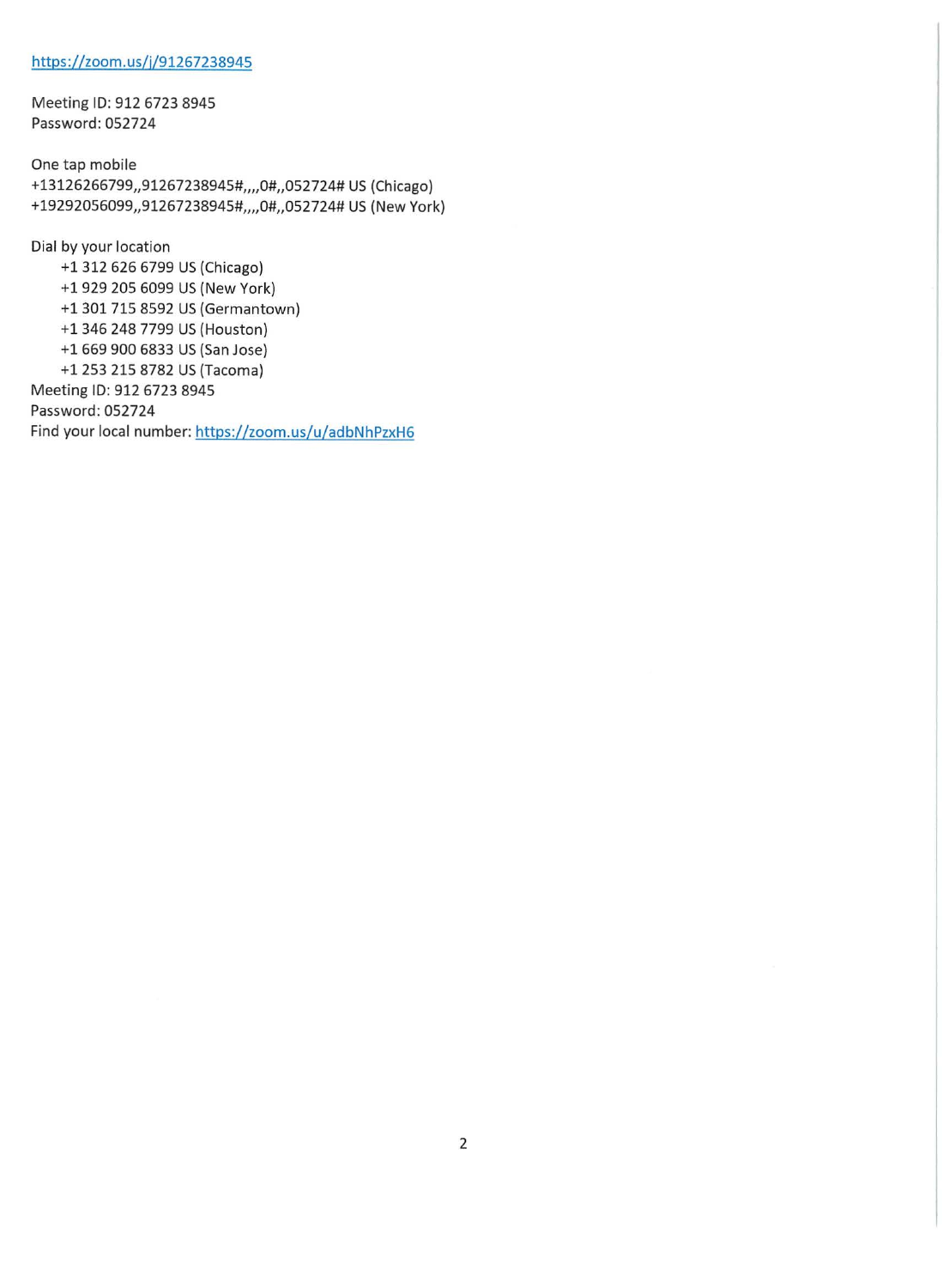https://zoom.us/j/91267238945

Meeting ID: 912 6723 8945
Password: 052724

One tap mobile
+13126266799,,91267238945#,,,,0#,,052724# US (Chicago)
+19292056099,,91267238945#,,,,0#,,052724# US (New York)

Dial by your location
+1 312 626 6799 US (Chicago)
+1 929 205 6099 US (New York)
+1 301 715 8592 US (Germantown)
+1 346 248 7799 US (Houston)
+1 669 900 6833 US (San Jose)
+1 253 215 8782 US (Tacoma)
Meeting ID: 912 6723 8945
Password: 052724
Find your local number: https://zoom.us/u/adbNhPzxH6